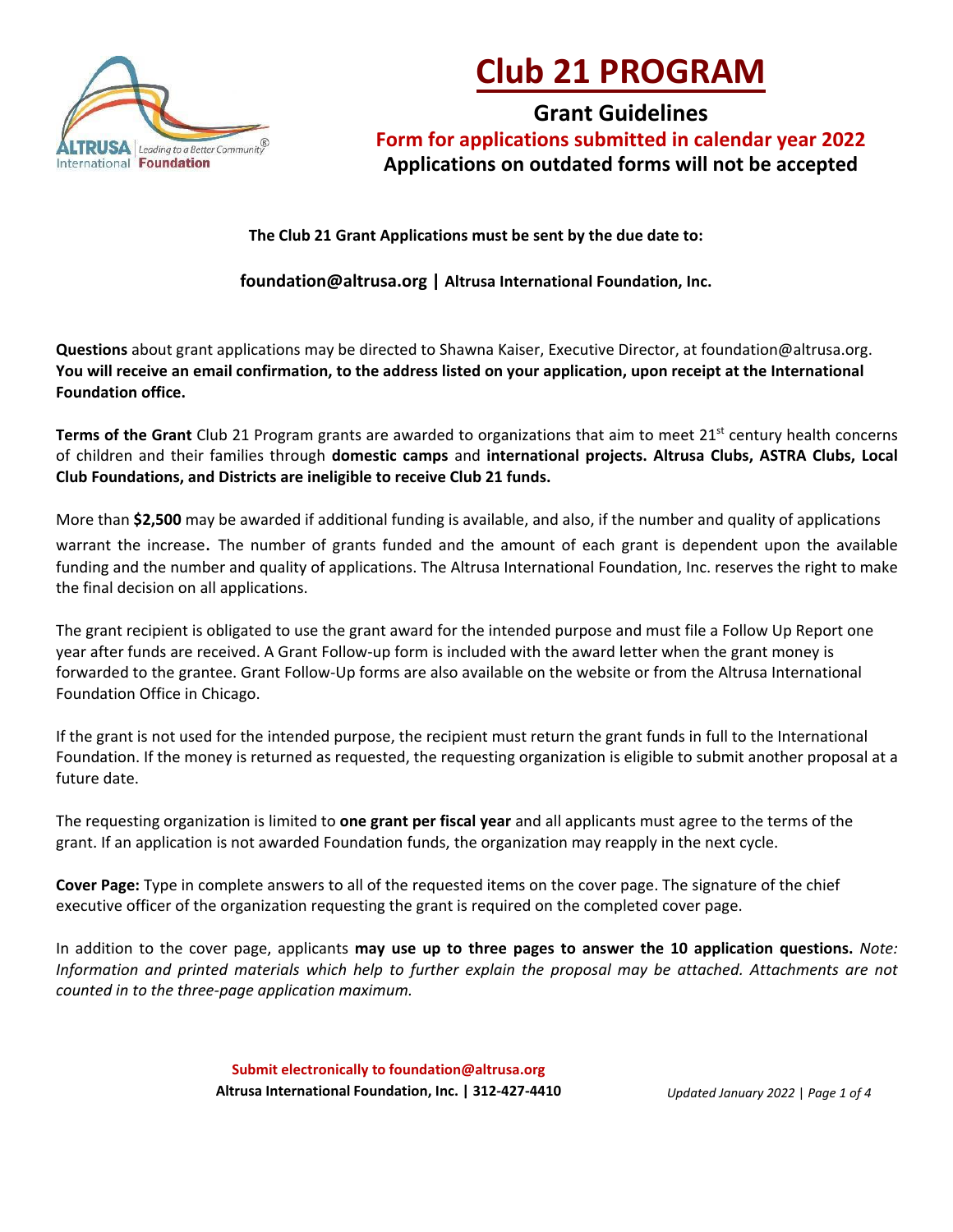# Club 21 PROGRAM

## Grant Guidelines

**Form for applications submitted in calendar year 2022**

**Applications on outdated forms will not be accepted**

**The Club 21 Grant Applications must be sent by the due date to:**

**foundation@altrusa.org | Altrusa International Foundation, Inc.**

**Questions** about grant applications may be directed to Shawna Kaiser, Executive Director, at foundation@altrusa.org. **You will receive an email confirmation, to the address listed on your application, upon receipt at the International Foundation office.**

**Terms of the Grant** Club 21 Program grants are awarded to organizations that aim to meet 21st century health concerns of children and their families through **domestic camps** and **international projects. Altrusa Clubs, ASTRA Clubs, Local Club Foundations, and Districts are ineligible to receive Club 21 funds.**

More than **$2,500** may be awarded if additional funding is available, and also, if the number and quality of applications warrant the increase. The number of grants funded and the amount of each grant is dependent upon the available funding and the number and quality of applications. The Altrusa International Foundation, Inc. reserves the right to make the final decision on all applications.

The grant recipient is obligated to use the grant award for the intended purpose and must file a Follow Up Report one year after funds are received. A Grant Follow-up form is included with the award letter when the grant money is forwarded to the grantee. Grant Follow-Up forms are also available on the website or from the Altrusa International Foundation Office in Chicago.

If the grant is not used for the intended purpose, the recipient must return the grant funds in full to the International Foundation. If the money is returned as requested, the requesting organization is eligible to submit another proposal at a future date.

The requesting organization is limited to **one grant per fiscal year** and all applicants must agree to the terms of the grant. If an application is not awarded Foundation funds, the organization may reapply in the next cycle.

**Cover Page:** Type in complete answers to all of the requested items on the cover page. The signature of the chief executive officer of the organization requesting the grant is required on the completed cover page.

In addition to the cover page, applicants **may use up to three pages to answer the 10 application questions.** *Note: Information and printed materials which help to further explain the proposal may be attached. Attachments are not counted in to the three-page application maximum.*

**Submit electronically to foundation@altrusa.org**

**Altrusa International Foundation, Inc. | 312-427-4410**

*Updated January 2022*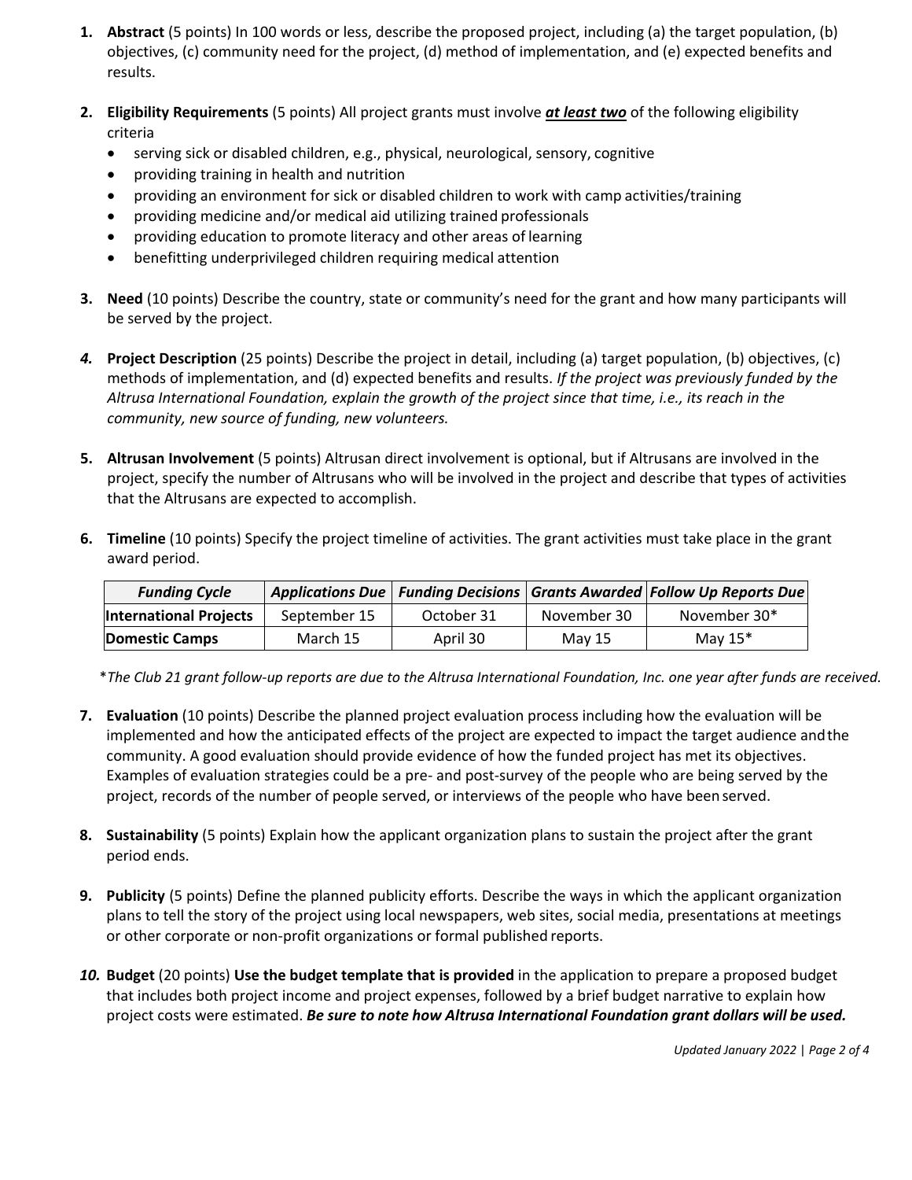1. **Abstract** (5 points) In 100 words or less, describe the proposed project, including (a) the target population, (b) objectives, (c) community need for the project, (d) method of implementation, and (e) expected benefits and results.

2. **Eligibility Requirements** (5 points) All project grants must involve ***at least two*** of the following eligibility criteria
   - serving sick or disabled children, e.g., physical, neurological, sensory, cognitive
   - providing training in health and nutrition
   - providing an environment for sick or disabled children to work with camp activities/training
   - providing medicine and/or medical aid utilizing trained professionals
   - providing education to promote literacy and other areas of learning
   - benefitting underprivileged children requiring medical attention

3. **Need** (10 points) Describe the country, state or community's need for the grant and how many participants will be served by the project.

4. **Project Description** (25 points) Describe the project in detail, including (a) target population, (b) objectives, (c) methods of implementation, and (d) expected benefits and results. *If the project was previously funded by the Altrusa International Foundation, explain the growth of the project since that time, i.e., its reach in the community, new source of funding, new volunteers.*

5. **Altrusan Involvement** (5 points) Altrusan direct involvement is optional, but if Altrusans are involved in the project, specify the number of Altrusans who will be involved in the project and describe that types of activities that the Altrusans are expected to accomplish.

6. **Timeline** (10 points) Specify the project timeline of activities. The grant activities must take place in the grant award period.

| *Funding Cycle* | *Applications Due* | *Funding Decisions* | *Grants Awarded* | *Follow Up Reports Due* |
|---|---|---|---|---|
| **International Projects** | September 15 | October 31 | November 30 | November 30* |
| **Domestic Camps** | March 15 | April 30 | May 15 | May 15* |

*\*The Club 21 grant follow-up reports are due to the Altrusa International Foundation, Inc. one year after funds are received.*

7. **Evaluation** (10 points) Describe the planned project evaluation process including how the evaluation will be implemented and how the anticipated effects of the project are expected to impact the target audience and the community. A good evaluation should provide evidence of how the funded project has met its objectives. Examples of evaluation strategies could be a pre- and post-survey of the people who are being served by the project, records of the number of people served, or interviews of the people who have been served.

8. **Sustainability** (5 points) Explain how the applicant organization plans to sustain the project after the grant period ends.

9. **Publicity** (5 points) Define the planned publicity efforts. Describe the ways in which the applicant organization plans to tell the story of the project using local newspapers, web sites, social media, presentations at meetings or other corporate or non-profit organizations or formal published reports.

10. **Budget** (20 points) **Use the budget template that is provided** in the application to prepare a proposed budget that includes both project income and project expenses, followed by a brief budget narrative to explain how project costs were estimated. ***Be sure to note how Altrusa International Foundation grant dollars will be used.***

*Updated January 2022*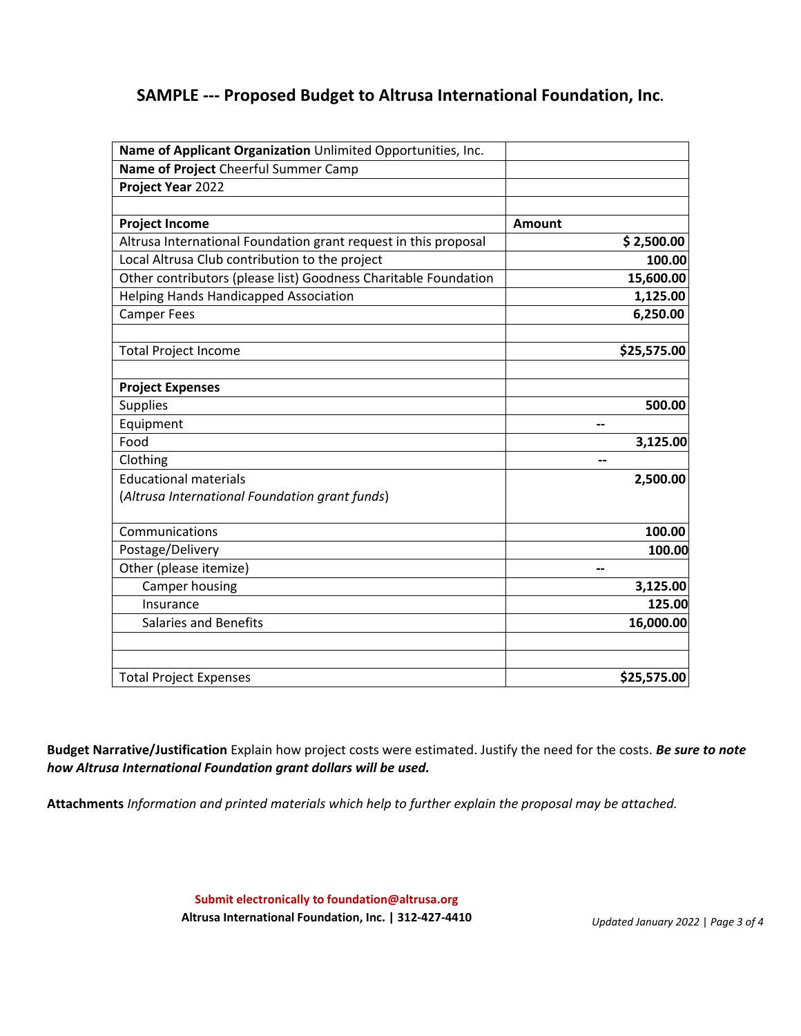## SAMPLE --- Proposed Budget to Altrusa International Foundation, Inc.

| | |
|---|---|
| **Name of Applicant Organization** Unlimited Opportunities, Inc. | |
| **Name of Project** Cheerful Summer Camp | |
| **Project Year** 2022 | |
| | |
| **Project Income** | **Amount** |
| Altrusa International Foundation grant request in this proposal | **$ 2,500.00** |
| Local Altrusa Club contribution to the project | **100.00** |
| Other contributors (please list) Goodness Charitable Foundation | **15,600.00** |
| Helping Hands Handicapped Association | **1,125.00** |
| Camper Fees | **6,250.00** |
| | |
| Total Project Income | **$25,575.00** |
| | |
| **Project Expenses** | |
| Supplies | **500.00** |
| Equipment | -- |
| Food | **3,125.00** |
| Clothing | -- |
| Educational materials (*Altrusa International Foundation grant funds*) | **2,500.00** |
| Communications | **100.00** |
| Postage/Delivery | **100.00** |
| Other (please itemize) | -- |
| Camper housing | **3,125.00** |
| Insurance | **125.00** |
| Salaries and Benefits | **16,000.00** |
| | |
| | |
| Total Project Expenses | **$25,575.00** |

**Budget Narrative/Justification** Explain how project costs were estimated. Justify the need for the costs. ***Be sure to note how Altrusa International Foundation grant dollars will be used.***

**Attachments** *Information and printed materials which help to further explain the proposal may be attached.*

**Submit electronically to foundation@altrusa.org**

**Altrusa International Foundation, Inc. | 312-427-4410**

*Updated January 2022*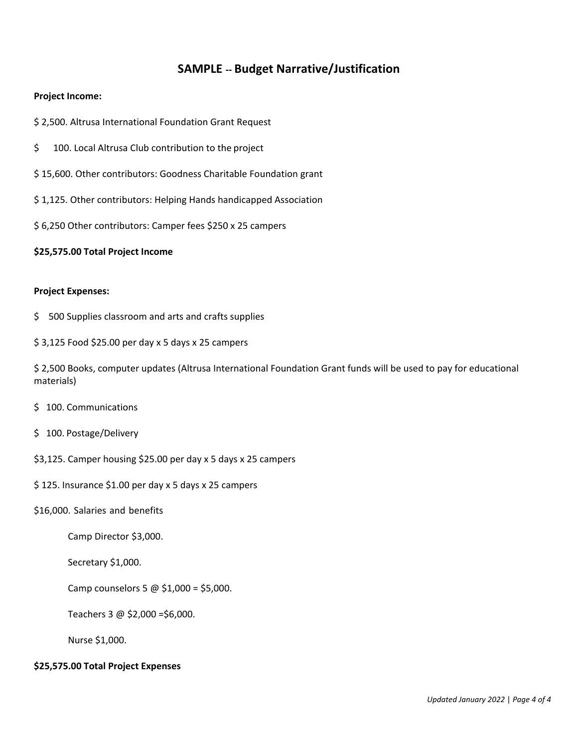# SAMPLE -- Budget Narrative/Justification

**Project Income:**

$ 2,500. Altrusa International Foundation Grant Request

$ 100. Local Altrusa Club contribution to the project

$ 15,600. Other contributors: Goodness Charitable Foundation grant

$ 1,125. Other contributors: Helping Hands handicapped Association

$ 6,250 Other contributors: Camper fees $250 x 25 campers

**$25,575.00 Total Project Income**

**Project Expenses:**

$ 500 Supplies classroom and arts and crafts supplies

$ 3,125 Food $25.00 per day x 5 days x 25 campers

$ 2,500 Books, computer updates (Altrusa International Foundation Grant funds will be used to pay for educational materials)

$ 100. Communications

$ 100. Postage/Delivery

$3,125. Camper housing $25.00 per day x 5 days x 25 campers

$ 125. Insurance $1.00 per day x 5 days x 25 campers

$16,000. Salaries and benefits

- Camp Director $3,000.
- Secretary $1,000.
- Camp counselors 5 @ $1,000 = $5,000.
- Teachers 3 @ $2,000 =$6,000.
- Nurse $1,000.

**$25,575.00 Total Project Expenses**